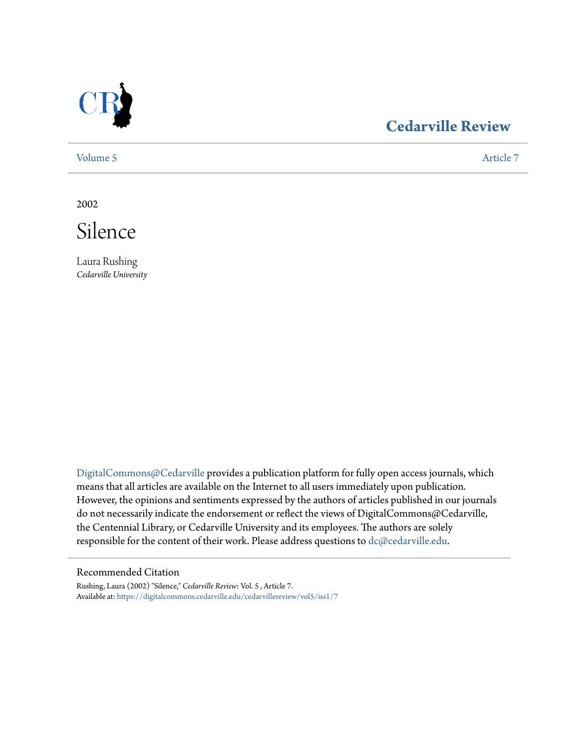# Cedarville Review

Volume 5 | Article 7

2002

# Silence

Laura Rushing
*Cedarville University*

DigitalCommons@Cedarville provides a publication platform for fully open access journals, which means that all articles are available on the Internet to all users immediately upon publication. However, the opinions and sentiments expressed by the authors of articles published in our journals do not necessarily indicate the endorsement or reflect the views of DigitalCommons@Cedarville, the Centennial Library, or Cedarville University and its employees. The authors are solely responsible for the content of their work. Please address questions to dc@cedarville.edu.

## Recommended Citation

Rushing, Laura (2002) "Silence," *Cedarville Review*: Vol. 5 , Article 7.
Available at: https://digitalcommons.cedarville.edu/cedarvillereview/vol5/iss1/7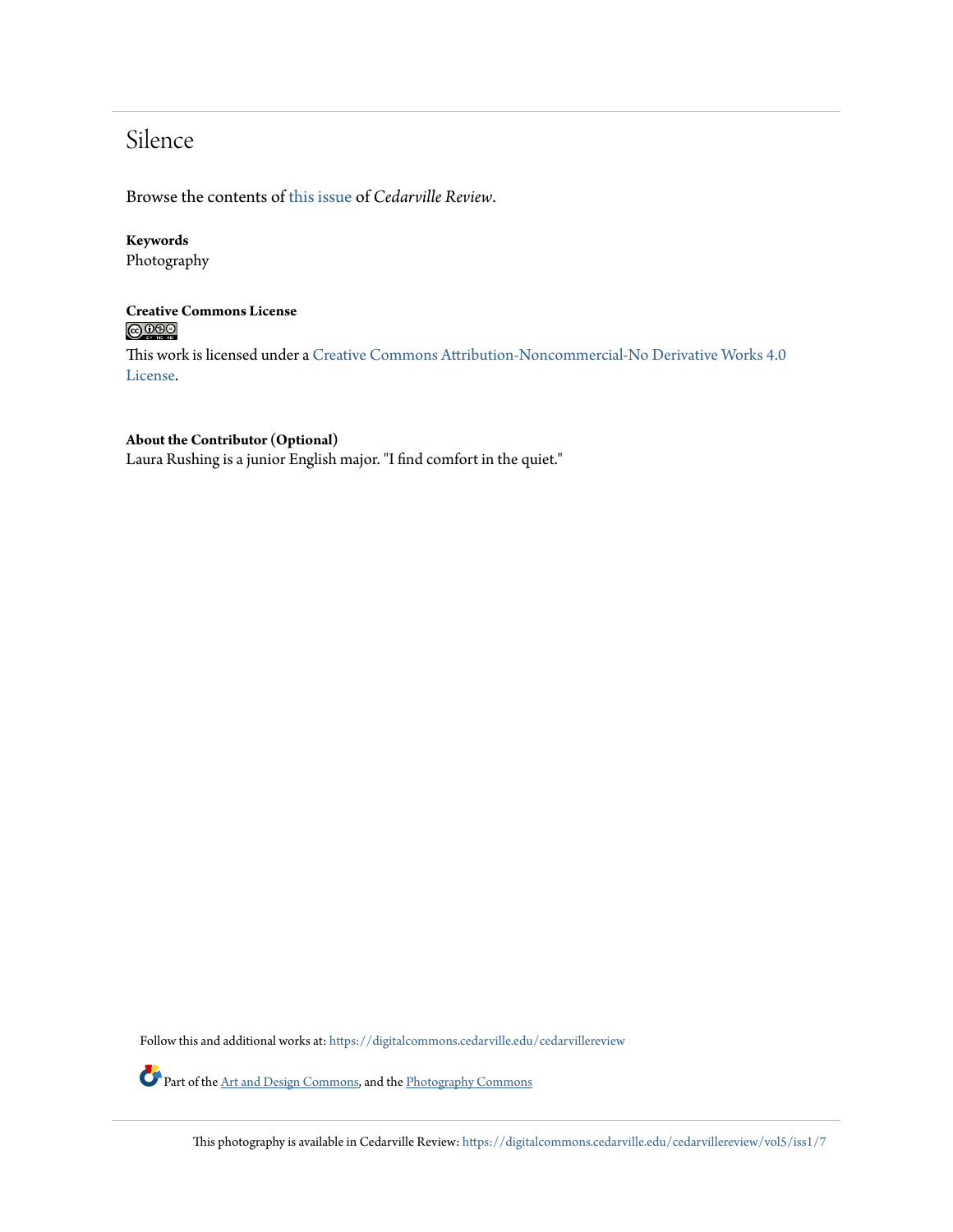# Silence

Browse the contents of this issue of *Cedarville Review*.

**Keywords**

Photography

**Creative Commons License**

This work is licensed under a Creative Commons Attribution-Noncommercial-No Derivative Works 4.0 License.

**About the Contributor (Optional)**

Laura Rushing is a junior English major. "I find comfort in the quiet."

Follow this and additional works at: https://digitalcommons.cedarville.edu/cedarvillereview

Part of the Art and Design Commons, and the Photography Commons

This photography is available in Cedarville Review: https://digitalcommons.cedarville.edu/cedarvillereview/vol5/iss1/7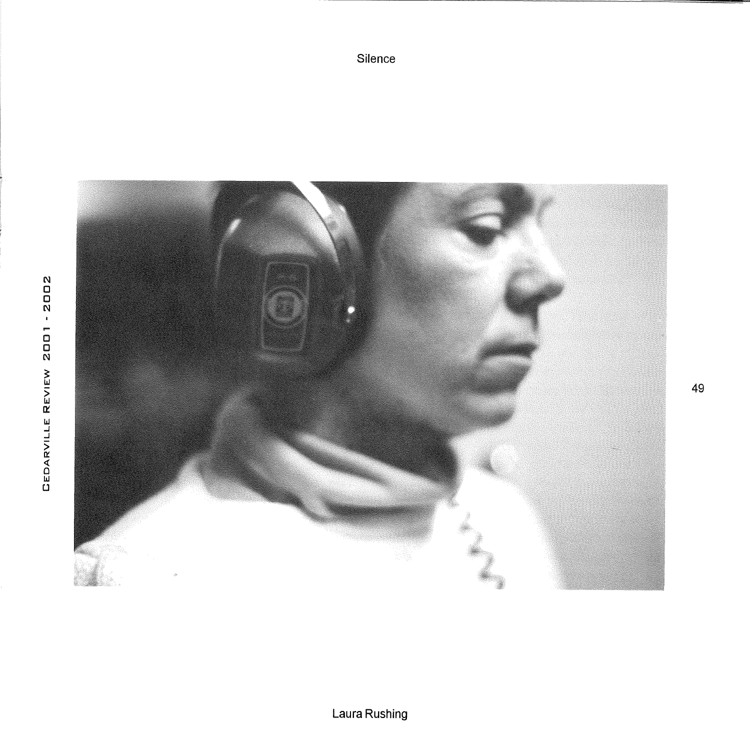Silence

Laura Rushing